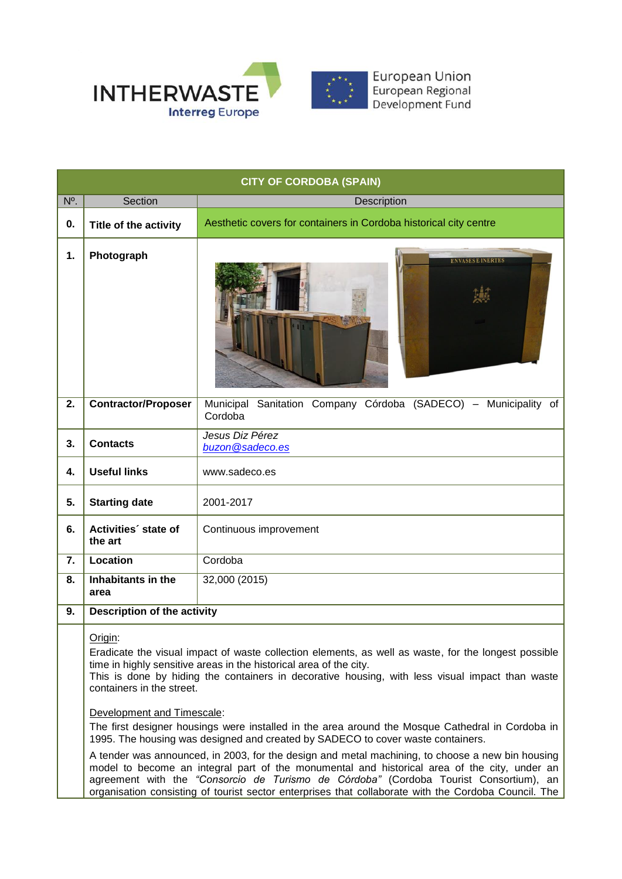INTHERWASTE
Interreg Europe

European Union
European Regional Development Fund

| CITY OF CORDOBA (SPAIN) | | |
|---|---|---|
| Nº. | Section | Description |
| **0.** | **Title of the activity** | Aesthetic covers for containers in Cordoba historical city centre |
| **1.** | **Photograph** | |
| **2.** | **Contractor/Proposer** | Municipal Sanitation Company Córdoba (SADECO) – Municipality of Cordoba |
| **3.** | **Contacts** | *Jesus Diz Pérez* *buzon@sadeco.es* |
| **4.** | **Useful links** | www.sadeco.es |
| **5.** | **Starting date** | 2001-2017 |
| **6.** | **Activities´ state of the art** | Continuous improvement |
| **7.** | **Location** | Cordoba |
| **8.** | **Inhabitants in the area** | 32,000 (2015) |
| **9.** | **Description of the activity** | |

Origin:

Eradicate the visual impact of waste collection elements, as well as waste, for the longest possible time in highly sensitive areas in the historical area of the city.
This is done by hiding the containers in decorative housing, with less visual impact than waste containers in the street.

Development and Timescale:

The first designer housings were installed in the area around the Mosque Cathedral in Cordoba in 1995. The housing was designed and created by SADECO to cover waste containers.

A tender was announced, in 2003, for the design and metal machining, to choose a new bin housing model to become an integral part of the monumental and historical area of the city, under an agreement with the *"Consorcio de Turismo de Córdoba"* (Cordoba Tourist Consortium), an organisation consisting of tourist sector enterprises that collaborate with the Cordoba Council. The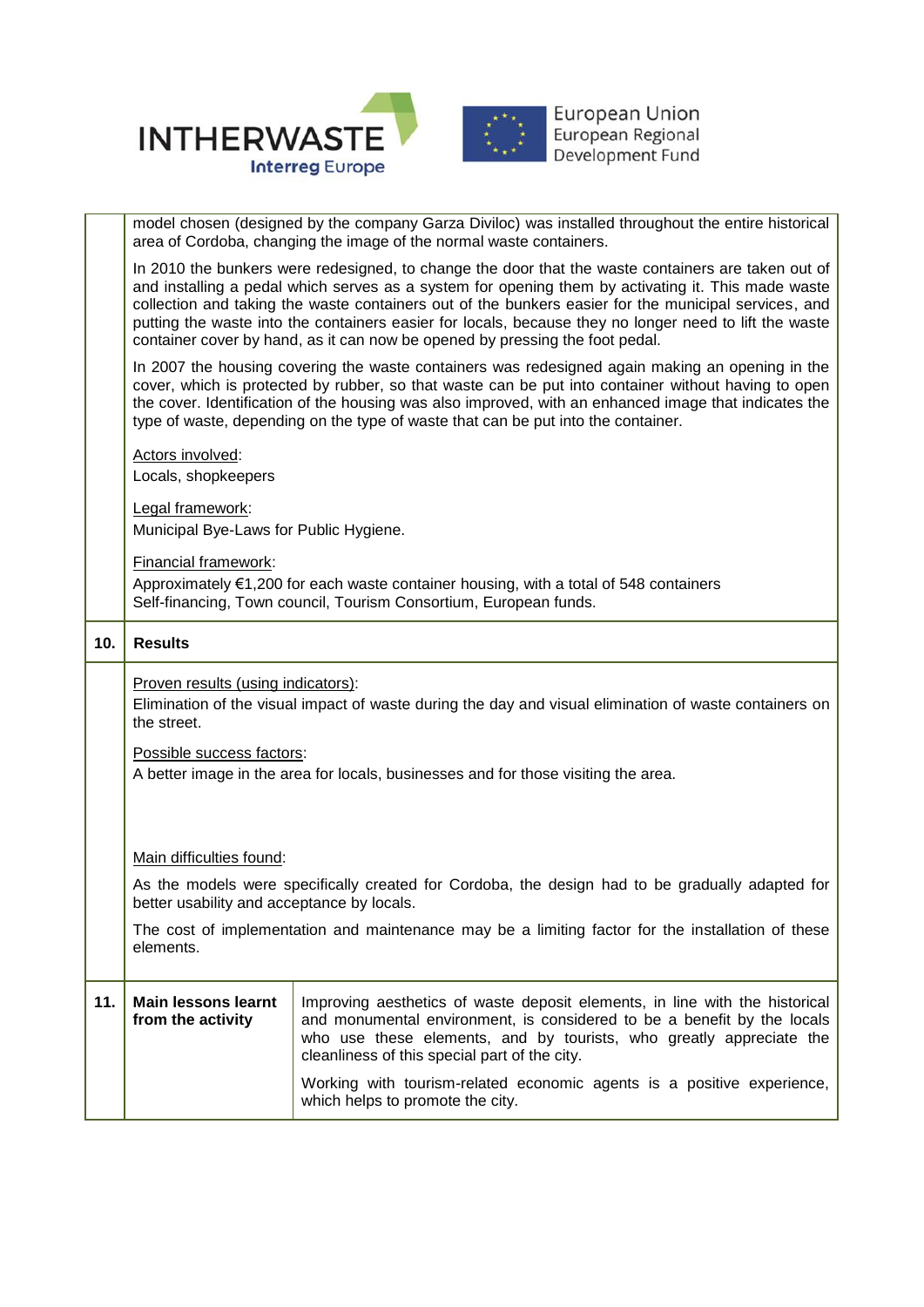| | | |
|---|---|---|
| | model chosen (designed by the company Garza Diviloc) was installed throughout the entire historical area of Cordoba, changing the image of the normal waste containers.<br><br>In 2010 the bunkers were redesigned, to change the door that the waste containers are taken out of and installing a pedal which serves as a system for opening them by activating it. This made waste collection and taking the waste containers out of the bunkers easier for the municipal services, and putting the waste into the containers easier for locals, because they no longer need to lift the waste container cover by hand, as it can now be opened by pressing the foot pedal.<br><br>In 2007 the housing covering the waste containers was redesigned again making an opening in the cover, which is protected by rubber, so that waste can be put into container without having to open the cover. Identification of the housing was also improved, with an enhanced image that indicates the type of waste, depending on the type of waste that can be put into the container.<br><br>Actors involved:<br>Locals, shopkeepers<br><br>Legal framework:<br>Municipal Bye-Laws for Public Hygiene.<br><br>Financial framework:<br>Approximately €1,200 for each waste container housing, with a total of 548 containers<br>Self-financing, Town council, Tourism Consortium, European funds. | |
| **10.** | **Results** | |
| | Proven results (using indicators):<br>Elimination of the visual impact of waste during the day and visual elimination of waste containers on the street.<br><br>Possible success factors:<br>A better image in the area for locals, businesses and for those visiting the area.<br><br>Main difficulties found:<br>As the models were specifically created for Cordoba, the design had to be gradually adapted for better usability and acceptance by locals.<br><br>The cost of implementation and maintenance may be a limiting factor for the installation of these elements. | |
| **11.** | **Main lessons learnt from the activity** | Improving aesthetics of waste deposit elements, in line with the historical and monumental environment, is considered to be a benefit by the locals who use these elements, and by tourists, who greatly appreciate the cleanliness of this special part of the city.<br><br>Working with tourism-related economic agents is a positive experience, which helps to promote the city. |